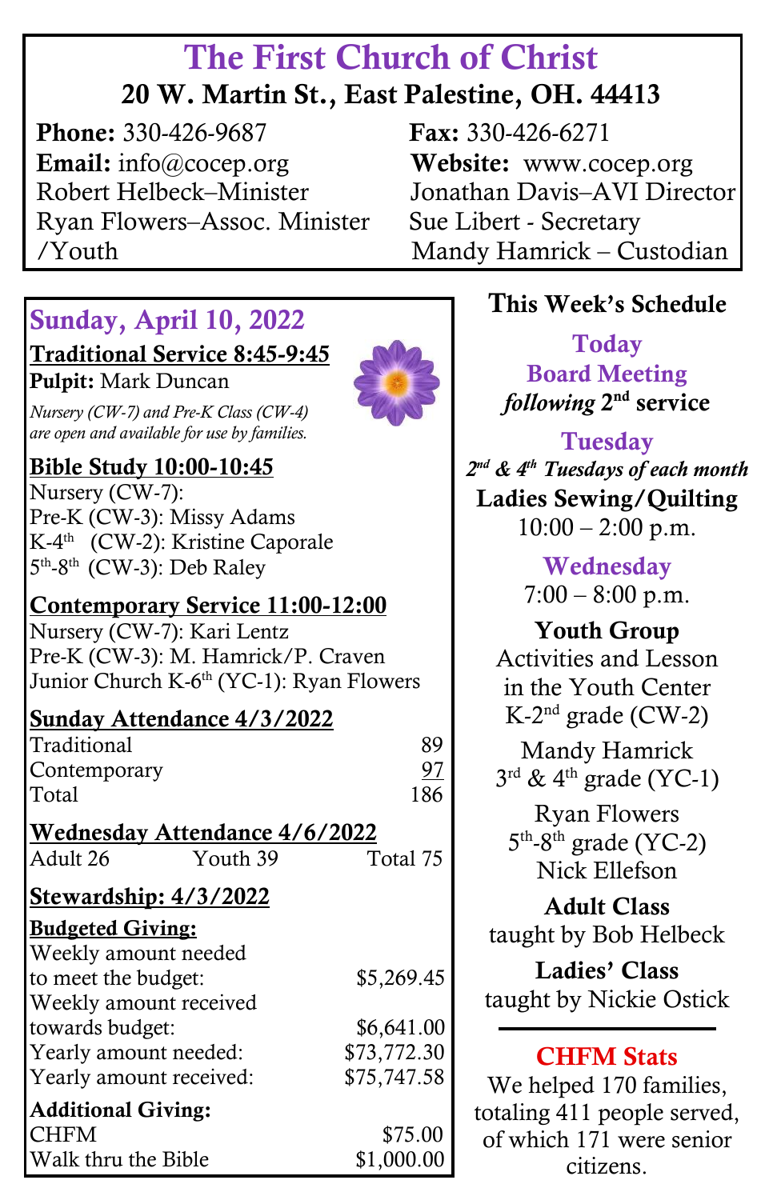# The First Church of Christ

**20 W. Martin St., East Palestine, OH. 44413**

**Phone:** 330-426-9687
**Email:** info@cocep.org
Robert Helbeck–Minister
Ryan Flowers–Assoc. Minister /Youth

**Fax:** 330-426-6271
**Website:** www.cocep.org
Jonathan Davis–AVI Director
Sue Libert - Secretary
Mandy Hamrick – Custodian

## Sunday, April 10, 2022

**Traditional Service 8:45-9:45**

**Pulpit:** Mark Duncan

*Nursery (CW-7) and Pre-K Class (CW-4) are open and available for use by families.*

**Bible Study 10:00-10:45**

Nursery (CW-7):
Pre-K (CW-3): Missy Adams
K-4th (CW-2): Kristine Caporale
5th-8th (CW-3): Deb Raley

**Contemporary Service 11:00-12:00**

Nursery (CW-7): Kari Lentz
Pre-K (CW-3): M. Hamrick/P. Craven
Junior Church K-6th (YC-1): Ryan Flowers

**Sunday Attendance 4/3/2022**

| | |
|---|---|
| Traditional | 89 |
| Contemporary | 97 |
| Total | 186 |

**Wednesday Attendance 4/6/2022**

Adult 26 Youth 39 Total 75

**Stewardship: 4/3/2022**

**Budgeted Giving:**

| | |
|---|---|
| Weekly amount needed to meet the budget: | $5,269.45 |
| Weekly amount received towards budget: | $6,641.00 |
| Yearly amount needed: | $73,772.30 |
| Yearly amount received: | $75,747.58 |

**Additional Giving:**

| | |
|---|---|
| CHFM | $75.00 |
| Walk thru the Bible | $1,000.00 |

## This Week's Schedule

**Today**
**Board Meeting**
***following* 2nd service**

**Tuesday**
***2nd & 4th Tuesdays of each month***
**Ladies Sewing/Quilting**
10:00 – 2:00 p.m.

**Wednesday**
7:00 – 8:00 p.m.

**Youth Group**
Activities and Lesson in the Youth Center
K-2nd grade (CW-2)
Mandy Hamrick
3rd & 4th grade (YC-1)
Ryan Flowers
5th-8th grade (YC-2)
Nick Ellefson

**Adult Class**
taught by Bob Helbeck

**Ladies' Class**
taught by Nickie Ostick

**CHFM Stats**

We helped 170 families, totaling 411 people served, of which 171 were senior citizens.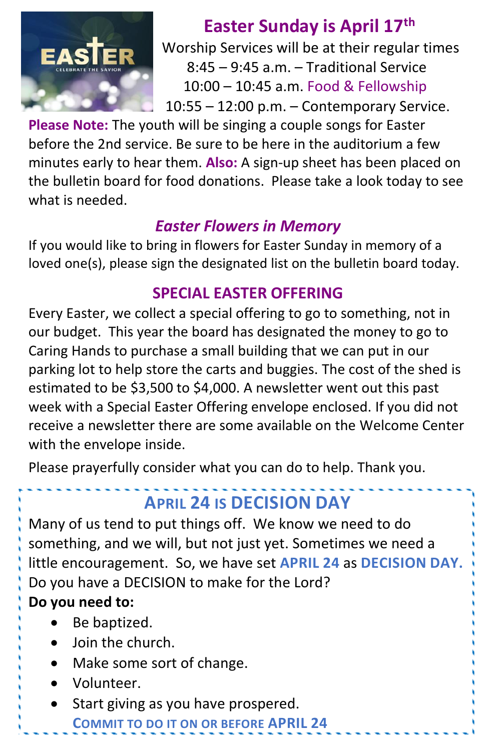## Easter Sunday is April 17th

Worship Services will be at their regular times

8:45 – 9:45 a.m. – Traditional Service

10:00 – 10:45 a.m. Food & Fellowship

10:55 – 12:00 p.m. – Contemporary Service.

**Please Note:** The youth will be singing a couple songs for Easter before the 2nd service. Be sure to be here in the auditorium a few minutes early to hear them. **Also:** A sign-up sheet has been placed on the bulletin board for food donations. Please take a look today to see what is needed.

### *Easter Flowers in Memory*

If you would like to bring in flowers for Easter Sunday in memory of a loved one(s), please sign the designated list on the bulletin board today.

### SPECIAL EASTER OFFERING

Every Easter, we collect a special offering to go to something, not in our budget. This year the board has designated the money to go to Caring Hands to purchase a small building that we can put in our parking lot to help store the carts and buggies. The cost of the shed is estimated to be $3,500 to $4,000. A newsletter went out this past week with a Special Easter Offering envelope enclosed. If you did not receive a newsletter there are some available on the Welcome Center with the envelope inside.

Please prayerfully consider what you can do to help. Thank you.

## APRIL 24 IS DECISION DAY

Many of us tend to put things off. We know we need to do something, and we will, but not just yet. Sometimes we need a little encouragement. So, we have set **APRIL 24** as **DECISION DAY.** Do you have a DECISION to make for the Lord?

**Do you need to:**

- Be baptized.
- Join the church.
- Make some sort of change.
- Volunteer.
- Start giving as you have prospered.

**COMMIT TO DO IT ON OR BEFORE APRIL 24**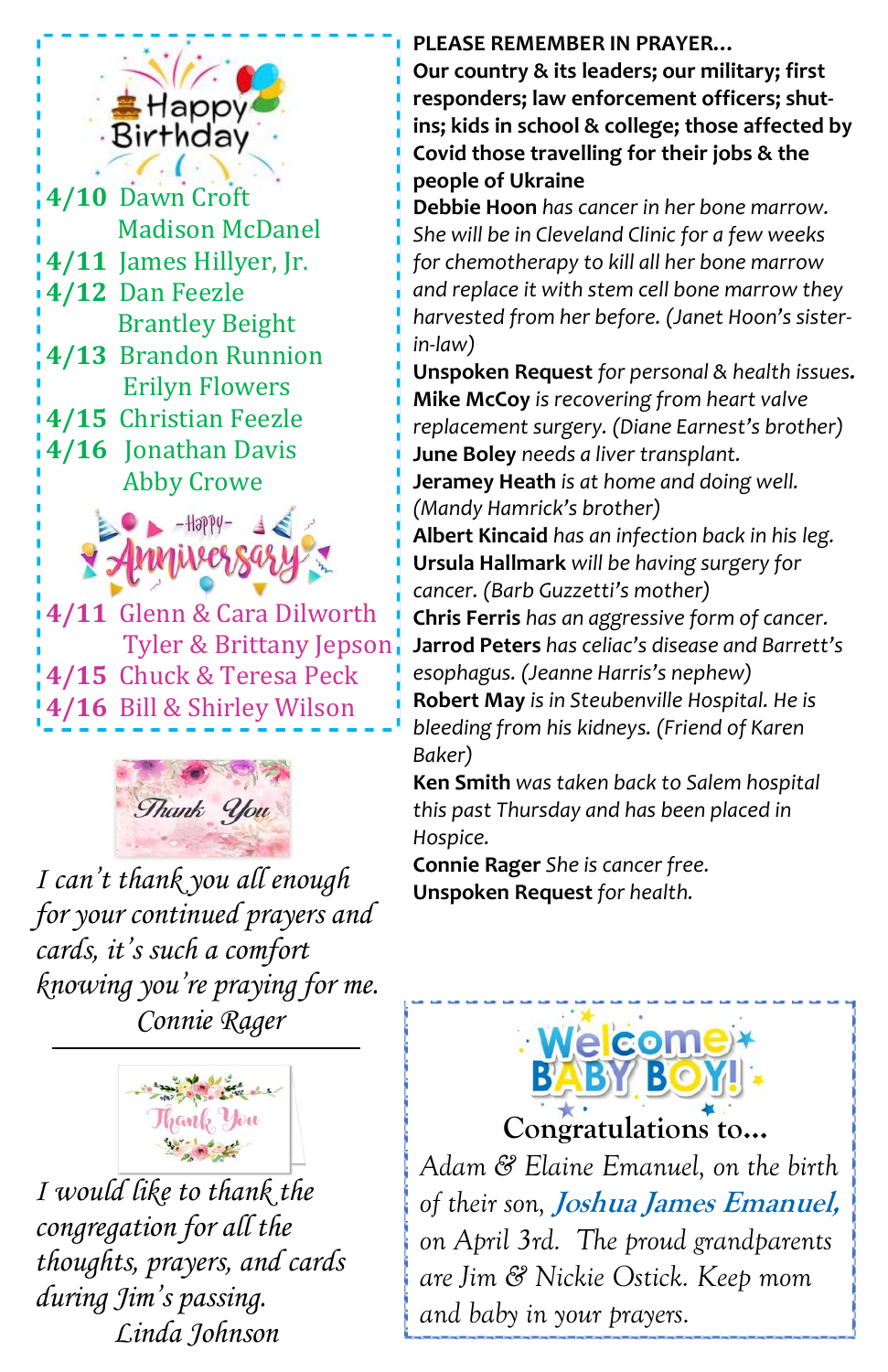## Happy Birthday

**4/10** Dawn Croft
Madison McDanel
**4/11** James Hillyer, Jr.
**4/12** Dan Feezle
Brantley Beight
**4/13** Brandon Runnion
Erilyn Flowers
**4/15** Christian Feezle
**4/16** Jonathan Davis
Abby Crowe

## Happy Anniversary

**4/11** Glenn & Cara Dilworth
Tyler & Brittany Jepson
**4/15** Chuck & Teresa Peck
**4/16** Bill & Shirley Wilson

## Thank You

*I can't thank you all enough for your continued prayers and cards, it's such a comfort knowing you're praying for me.*
*Connie Rager*

---

## Thank You

*I would like to thank the congregation for all the thoughts, prayers, and cards during Jim's passing.*
*Linda Johnson*

**PLEASE REMEMBER IN PRAYER…**
**Our country & its leaders; our military; first responders; law enforcement officers; shut-ins; kids in school & college; those affected by Covid those travelling for their jobs & the people of Ukraine**

**Debbie Hoon** *has cancer in her bone marrow. She will be in Cleveland Clinic for a few weeks for chemotherapy to kill all her bone marrow and replace it with stem cell bone marrow they harvested from her before. (Janet Hoon's sister-in-law)*
**Unspoken Request** *for personal & health issues.*
**Mike McCoy** *is recovering from heart valve replacement surgery. (Diane Earnest's brother)*
**June Boley** *needs a liver transplant.*
**Jeramey Heath** *is at home and doing well. (Mandy Hamrick's brother)*
**Albert Kincaid** *has an infection back in his leg.*
**Ursula Hallmark** *will be having surgery for cancer. (Barb Guzzetti's mother)*
**Chris Ferris** *has an aggressive form of cancer.*
**Jarrod Peters** *has celiac's disease and Barrett's esophagus. (Jeanne Harris's nephew)*
**Robert May** *is in Steubenville Hospital. He is bleeding from his kidneys. (Friend of Karen Baker)*
**Ken Smith** *was taken back to Salem hospital this past Thursday and has been placed in Hospice.*
**Connie Rager** *She is cancer free.*
**Unspoken Request** *for health.*

## Welcome Baby Boy!

**Congratulations to…**

*Adam & Elaine Emanuel, on the birth of their son,* ***Joshua James Emanuel,*** *on April 3rd. The proud grandparents are Jim & Nickie Ostick. Keep mom and baby in your prayers.*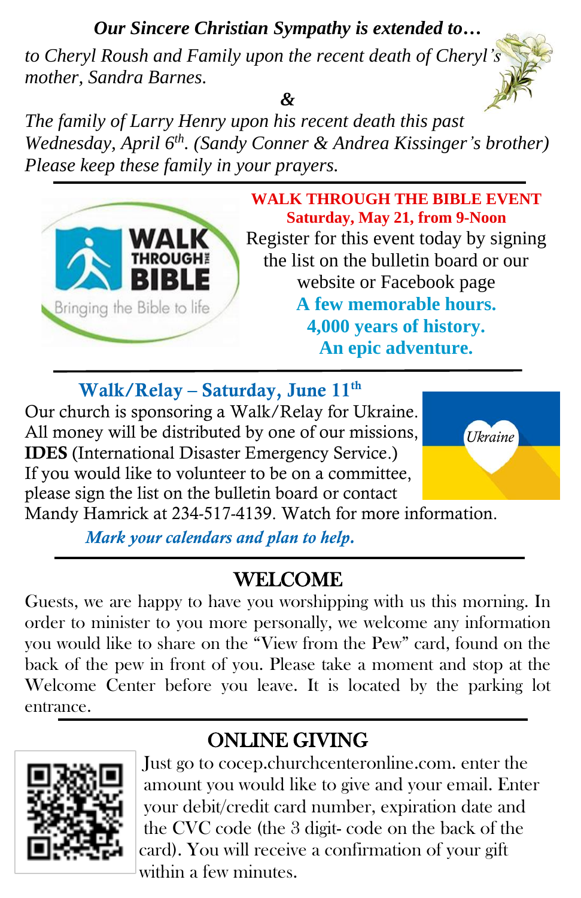***Our Sincere Christian Sympathy is extended to…***

*to Cheryl Roush and Family upon the recent death of Cheryl's mother, Sandra Barnes.*

**&**

*The family of Larry Henry upon his recent death this past Wednesday, April 6th. (Sandy Conner & Andrea Kissinger's brother) Please keep these family in your prayers.*

---

**WALK THROUGH THE BIBLE EVENT**
**Saturday, May 21, from 9-Noon**

Register for this event today by signing the list on the bulletin board or our website or Facebook page

**A few memorable hours.**
**4,000 years of history.**
**An epic adventure.**

---

**Walk/Relay – Saturday, June 11th**

Our church is sponsoring a Walk/Relay for Ukraine. All money will be distributed by one of our missions, **IDES** (International Disaster Emergency Service.) If you would like to volunteer to be on a committee, please sign the list on the bulletin board or contact Mandy Hamrick at 234-517-4139. Watch for more information.

***Mark your calendars and plan to help.***

---

## WELCOME

Guests, we are happy to have you worshipping with us this morning. In order to minister to you more personally, we welcome any information you would like to share on the "View from the Pew" card, found on the back of the pew in front of you. Please take a moment and stop at the Welcome Center before you leave. It is located by the parking lot entrance.

---

## ONLINE GIVING

Just go to cocep.churchcenteronline.com. enter the amount you would like to give and your email. Enter your debit/credit card number, expiration date and the CVC code (the 3 digit- code on the back of the card). You will receive a confirmation of your gift within a few minutes.